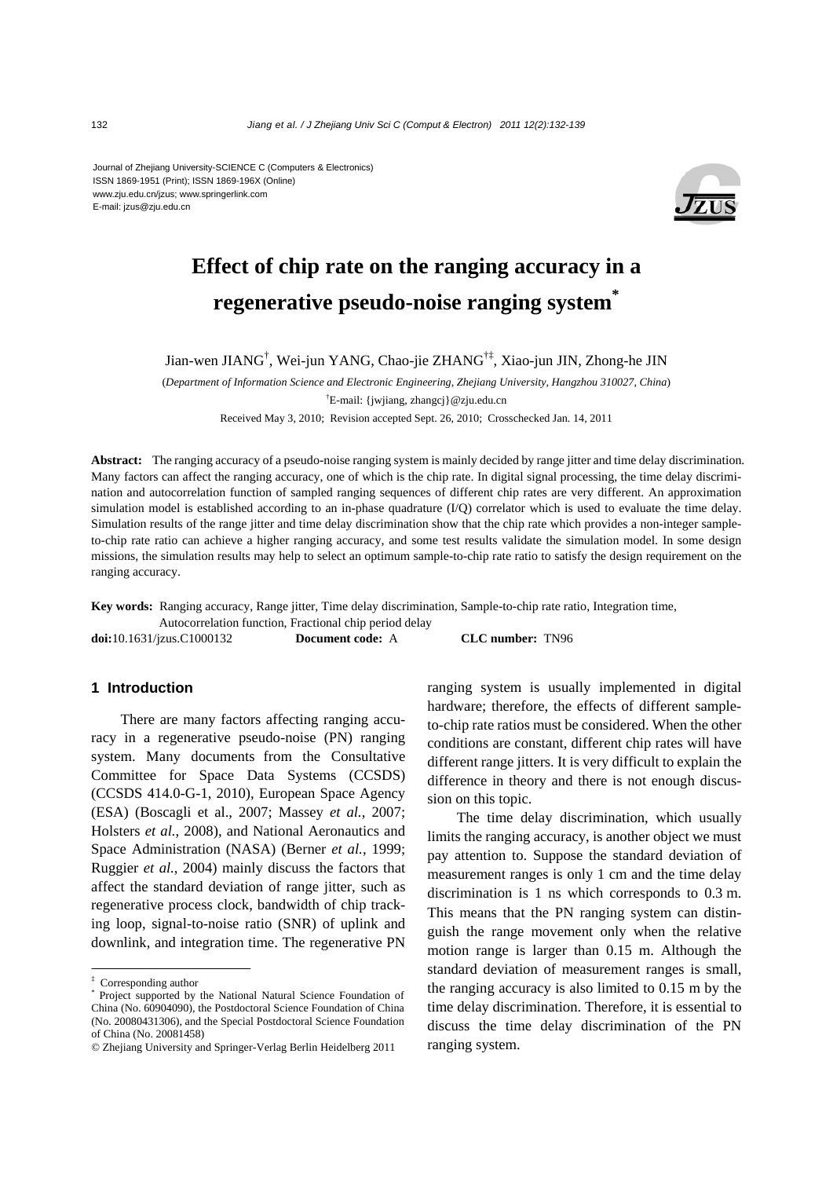Journal of Zhejiang University-SCIENCE C (Computers & Electronics)
ISSN 1869-1951 (Print); ISSN 1869-196X (Online)
www.zju.edu.cn/jzus; www.springerlink.com
E-mail: jzus@zju.edu.cn

# Effect of chip rate on the ranging accuracy in a regenerative pseudo-noise ranging system*

Jian-wen JIANG†, Wei-jun YANG, Chao-jie ZHANG†‡, Xiao-jun JIN, Zhong-he JIN

(*Department of Information Science and Electronic Engineering, Zhejiang University, Hangzhou 310027, China*)

†E-mail: {jwjiang, zhangcj}@zju.edu.cn

Received May 3, 2010; Revision accepted Sept. 26, 2010; Crosschecked Jan. 14, 2011

**Abstract:** The ranging accuracy of a pseudo-noise ranging system is mainly decided by range jitter and time delay discrimination. Many factors can affect the ranging accuracy, one of which is the chip rate. In digital signal processing, the time delay discrimination and autocorrelation function of sampled ranging sequences of different chip rates are very different. An approximation simulation model is established according to an in-phase quadrature (I/Q) correlator which is used to evaluate the time delay. Simulation results of the range jitter and time delay discrimination show that the chip rate which provides a non-integer sample-to-chip rate ratio can achieve a higher ranging accuracy, and some test results validate the simulation model. In some design missions, the simulation results may help to select an optimum sample-to-chip rate ratio to satisfy the design requirement on the ranging accuracy.

**Key words:** Ranging accuracy, Range jitter, Time delay discrimination, Sample-to-chip rate ratio, Integration time, Autocorrelation function, Fractional chip period delay

**doi:**10.1631/jzus.C1000132 **Document code:** A **CLC number:** TN96

## 1 Introduction

There are many factors affecting ranging accuracy in a regenerative pseudo-noise (PN) ranging system. Many documents from the Consultative Committee for Space Data Systems (CCSDS) (CCSDS 414.0-G-1, 2010), European Space Agency (ESA) (Boscagli et al., 2007; Massey *et al.*, 2007; Holsters *et al.*, 2008), and National Aeronautics and Space Administration (NASA) (Berner *et al.*, 1999; Ruggier *et al.*, 2004) mainly discuss the factors that affect the standard deviation of range jitter, such as regenerative process clock, bandwidth of chip tracking loop, signal-to-noise ratio (SNR) of uplink and downlink, and integration time. The regenerative PN ranging system is usually implemented in digital hardware; therefore, the effects of different sample-to-chip rate ratios must be considered. When the other conditions are constant, different chip rates will have different range jitters. It is very difficult to explain the difference in theory and there is not enough discussion on this topic.

The time delay discrimination, which usually limits the ranging accuracy, is another object we must pay attention to. Suppose the standard deviation of measurement ranges is only 1 cm and the time delay discrimination is 1 ns which corresponds to 0.3 m. This means that the PN ranging system can distinguish the range movement only when the relative motion range is larger than 0.15 m. Although the standard deviation of measurement ranges is small, the ranging accuracy is also limited to 0.15 m by the time delay discrimination. Therefore, it is essential to discuss the time delay discrimination of the PN ranging system.

---

‡ Corresponding author

\* Project supported by the National Natural Science Foundation of China (No. 60904090), the Postdoctoral Science Foundation of China (No. 20080431306), and the Special Postdoctoral Science Foundation of China (No. 20081458)

© Zhejiang University and Springer-Verlag Berlin Heidelberg 2011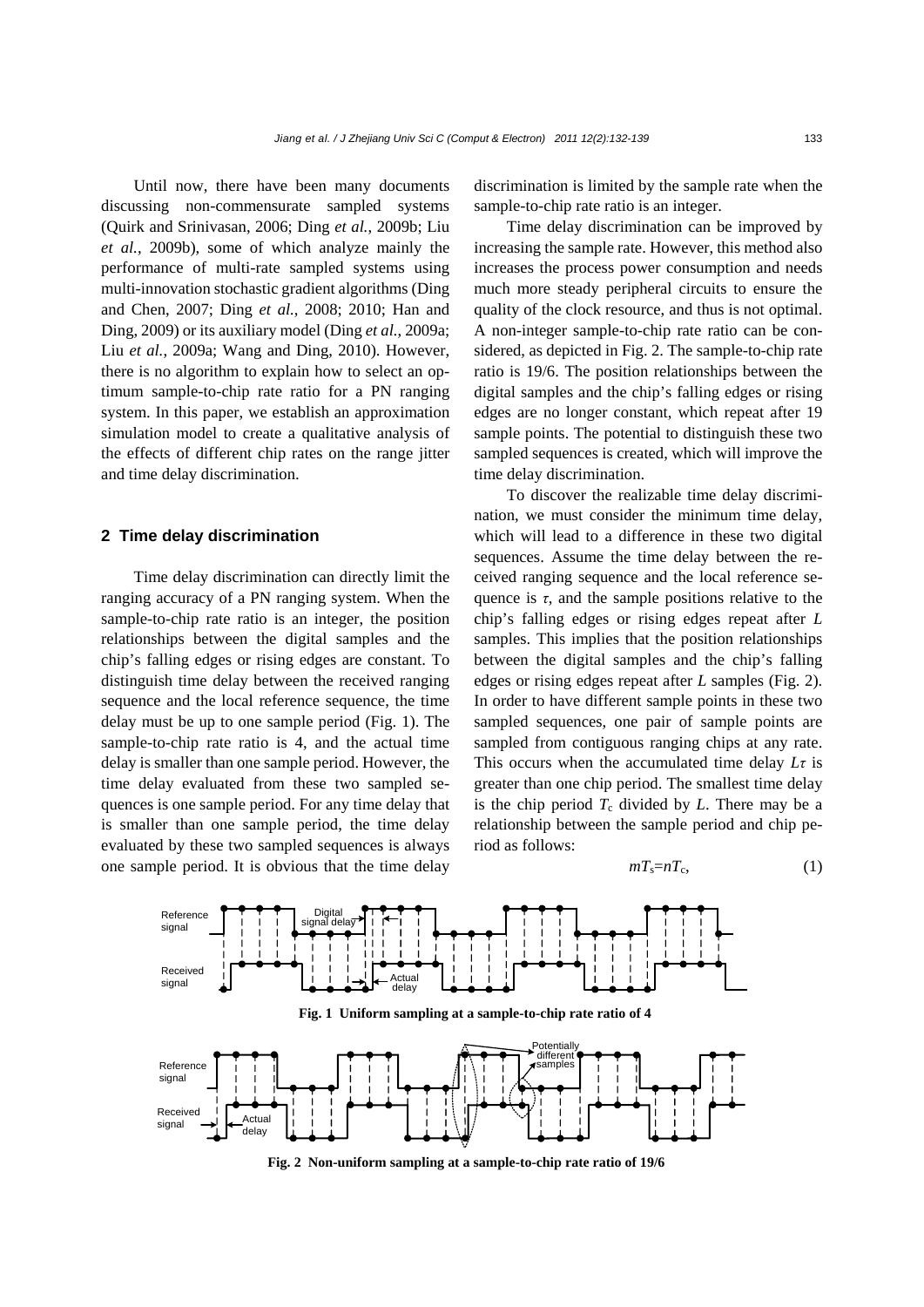Until now, there have been many documents discussing non-commensurate sampled systems (Quirk and Srinivasan, 2006; Ding *et al.*, 2009b; Liu *et al.*, 2009b), some of which analyze mainly the performance of multi-rate sampled systems using multi-innovation stochastic gradient algorithms (Ding and Chen, 2007; Ding *et al.*, 2008; 2010; Han and Ding, 2009) or its auxiliary model (Ding *et al.*, 2009a; Liu *et al.*, 2009a; Wang and Ding, 2010). However, there is no algorithm to explain how to select an optimum sample-to-chip rate ratio for a PN ranging system. In this paper, we establish an approximation simulation model to create a qualitative analysis of the effects of different chip rates on the range jitter and time delay discrimination.

## 2 Time delay discrimination

Time delay discrimination can directly limit the ranging accuracy of a PN ranging system. When the sample-to-chip rate ratio is an integer, the position relationships between the digital samples and the chip's falling edges or rising edges are constant. To distinguish time delay between the received ranging sequence and the local reference sequence, the time delay must be up to one sample period (Fig. 1). The sample-to-chip rate ratio is 4, and the actual time delay is smaller than one sample period. However, the time delay evaluated from these two sampled sequences is one sample period. For any time delay that is smaller than one sample period, the time delay evaluated by these two sampled sequences is always one sample period. It is obvious that the time delay discrimination is limited by the sample rate when the sample-to-chip rate ratio is an integer.

Time delay discrimination can be improved by increasing the sample rate. However, this method also increases the process power consumption and needs much more steady peripheral circuits to ensure the quality of the clock resource, and thus is not optimal. A non-integer sample-to-chip rate ratio can be considered, as depicted in Fig. 2. The sample-to-chip rate ratio is 19/6. The position relationships between the digital samples and the chip's falling edges or rising edges are no longer constant, which repeat after 19 sample points. The potential to distinguish these two sampled sequences is created, which will improve the time delay discrimination.

To discover the realizable time delay discrimination, we must consider the minimum time delay, which will lead to a difference in these two digital sequences. Assume the time delay between the received ranging sequence and the local reference sequence is $\tau$, and the sample positions relative to the chip's falling edges or rising edges repeat after $L$ samples. This implies that the position relationships between the digital samples and the chip's falling edges or rising edges repeat after $L$ samples (Fig. 2). In order to have different sample points in these two sampled sequences, one pair of sample points are sampled from contiguous ranging chips at any rate. This occurs when the accumulated time delay $L\tau$ is greater than one chip period. The smallest time delay is the chip period $T_c$ divided by $L$. There may be a relationship between the sample period and chip period as follows:

$$mT_s = nT_c, \tag{1}$$

**Fig. 1 Uniform sampling at a sample-to-chip rate ratio of 4**

**Fig. 2 Non-uniform sampling at a sample-to-chip rate ratio of 19/6**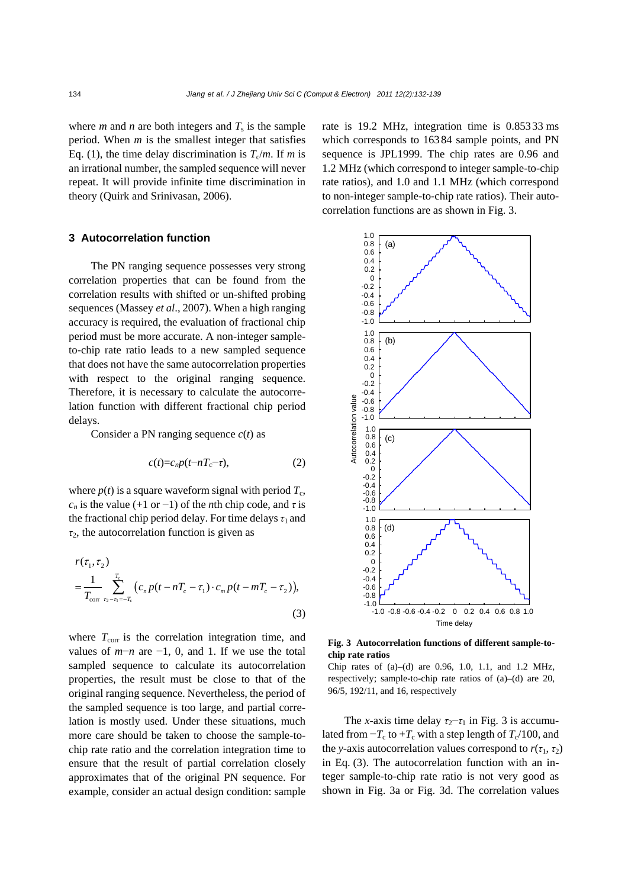where $m$ and $n$ are both integers and $T_s$ is the sample period. When $m$ is the smallest integer that satisfies Eq. (1), the time delay discrimination is $T_c/m$. If $m$ is an irrational number, the sampled sequence will never repeat. It will provide infinite time discrimination in theory (Quirk and Srinivasan, 2006).

## 3 Autocorrelation function

The PN ranging sequence possesses very strong correlation properties that can be found from the correlation results with shifted or un-shifted probing sequences (Massey *et al*., 2007). When a high ranging accuracy is required, the evaluation of fractional chip period must be more accurate. A non-integer sample-to-chip rate ratio leads to a new sampled sequence that does not have the same autocorrelation properties with respect to the original ranging sequence. Therefore, it is necessary to calculate the autocorrelation function with different fractional chip period delays.

Consider a PN ranging sequence $c(t)$ as

$$c(t)=c_n p(t-nT_c-\tau), \tag{2}$$

where $p(t)$ is a square waveform signal with period $T_c$, $c_n$ is the value (+1 or −1) of the $n$th chip code, and $\tau$ is the fractional chip period delay. For time delays $\tau_1$ and $\tau_2$, the autocorrelation function is given as

$$r(\tau_1,\tau_2)=\frac{1}{T_{\text{corr}}}\sum_{\tau_2-\tau_1=-T_c}^{T_c}\left(c_n p(t-nT_c-\tau_1)\cdot c_m p(t-mT_c-\tau_2)\right), \tag{3}$$

where $T_{\text{corr}}$ is the correlation integration time, and values of $m-n$ are −1, 0, and 1. If we use the total sampled sequence to calculate its autocorrelation properties, the result must be close to that of the original ranging sequence. Nevertheless, the period of the sampled sequence is too large, and partial correlation is mostly used. Under these situations, much more care should be taken to choose the sample-to-chip rate ratio and the correlation integration time to ensure that the result of partial correlation closely approximates that of the original PN sequence. For example, consider an actual design condition: sample rate is 19.2 MHz, integration time is 0.85333 ms which corresponds to 16384 sample points, and PN sequence is JPL1999. The chip rates are 0.96 and 1.2 MHz (which correspond to integer sample-to-chip rate ratios), and 1.0 and 1.1 MHz (which correspond to non-integer sample-to-chip rate ratios). Their autocorrelation functions are as shown in Fig. 3.

**Fig. 3 Autocorrelation functions of different sample-to-chip rate ratios**

Chip rates of (a)–(d) are 0.96, 1.0, 1.1, and 1.2 MHz, respectively; sample-to-chip rate ratios of (a)–(d) are 20, 96/5, 192/11, and 16, respectively

The *x*-axis time delay $\tau_2-\tau_1$ in Fig. 3 is accumulated from $-T_c$ to $+T_c$ with a step length of $T_c/100$, and the *y*-axis autocorrelation values correspond to $r(\tau_1, \tau_2)$ in Eq. (3). The autocorrelation function with an integer sample-to-chip rate ratio is not very good as shown in Fig. 3a or Fig. 3d. The correlation values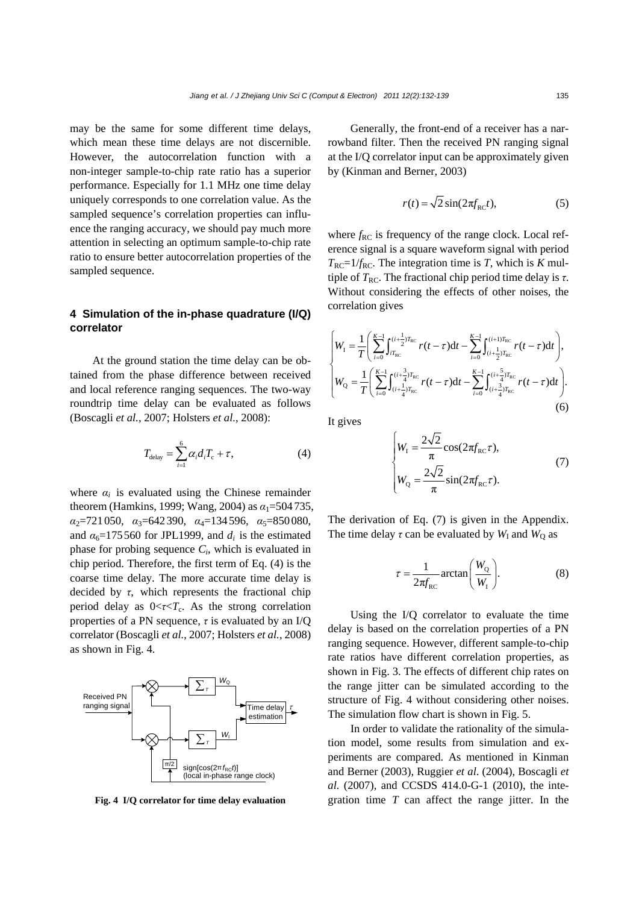may be the same for some different time delays, which mean these time delays are not discernible. However, the autocorrelation function with a non-integer sample-to-chip rate ratio has a superior performance. Especially for 1.1 MHz one time delay uniquely corresponds to one correlation value. As the sampled sequence's correlation properties can influence the ranging accuracy, we should pay much more attention in selecting an optimum sample-to-chip rate ratio to ensure better autocorrelation properties of the sampled sequence.

## 4 Simulation of the in-phase quadrature (I/Q) correlator

At the ground station the time delay can be obtained from the phase difference between received and local reference ranging sequences. The two-way roundtrip time delay can be evaluated as follows (Boscagli *et al.*, 2007; Holsters *et al.*, 2008):

$$T_{\text{delay}} = \sum_{i=1}^{6} \alpha_i d_i T_c + \tau, \tag{4}$$

where $\alpha_i$ is evaluated using the Chinese remainder theorem (Hamkins, 1999; Wang, 2004) as $\alpha_1$=504 735, $\alpha_2$=721 050, $\alpha_3$=642 390, $\alpha_4$=134 596, $\alpha_5$=850 080, and $\alpha_6$=175 560 for JPL1999, and $d_i$ is the estimated phase for probing sequence $C_i$, which is evaluated in chip period. Therefore, the first term of Eq. (4) is the coarse time delay. The more accurate time delay is decided by $\tau$, which represents the fractional chip period delay as $0<\tau<T_c$. As the strong correlation properties of a PN sequence, $\tau$ is evaluated by an I/Q correlator (Boscagli *et al.*, 2007; Holsters *et al.*, 2008) as shown in Fig. 4.

**Fig. 4 I/Q correlator for time delay evaluation**

Generally, the front-end of a receiver has a narrowband filter. Then the received PN ranging signal at the I/Q correlator input can be approximately given by (Kinman and Berner, 2003)

$$r(t) = \sqrt{2}\sin(2\pi f_{\text{RC}} t), \tag{5}$$

where $f_{\text{RC}}$ is frequency of the range clock. Local reference signal is a square waveform signal with period $T_{\text{RC}}=1/f_{\text{RC}}$. The integration time is $T$, which is $K$ multiple of $T_{\text{RC}}$. The fractional chip period time delay is $\tau$. Without considering the effects of other noises, the correlation gives

$$\begin{cases} W_{\text{I}} = \dfrac{1}{T}\left(\displaystyle\sum_{i=0}^{K-1}\int_{iT_{\text{RC}}}^{(i+\frac{1}{2})T_{\text{RC}}} r(t-\tau)\text{d}t - \sum_{i=0}^{K-1}\int_{(i+\frac{1}{2})T_{\text{RC}}}^{(i+1)T_{\text{RC}}} r(t-\tau)\text{d}t\right), \\ W_{\text{Q}} = \dfrac{1}{T}\left(\displaystyle\sum_{i=0}^{K-1}\int_{(i+\frac{1}{4})T_{\text{RC}}}^{(i+\frac{3}{4})T_{\text{RC}}} r(t-\tau)\text{d}t - \sum_{i=0}^{K-1}\int_{(i+\frac{3}{4})T_{\text{RC}}}^{(i+\frac{5}{4})T_{\text{RC}}} r(t-\tau)\text{d}t\right). \end{cases} \tag{6}$$

It gives

$$\begin{cases} W_{\text{I}} = \dfrac{2\sqrt{2}}{\pi}\cos(2\pi f_{\text{RC}}\tau), \\ W_{\text{Q}} = \dfrac{2\sqrt{2}}{\pi}\sin(2\pi f_{\text{RC}}\tau). \end{cases} \tag{7}$$

The derivation of Eq. (7) is given in the Appendix. The time delay $\tau$ can be evaluated by $W_{\text{I}}$ and $W_{\text{Q}}$ as

$$\tau = \frac{1}{2\pi f_{\text{RC}}}\arctan\left(\frac{W_{\text{Q}}}{W_{\text{I}}}\right). \tag{8}$$

Using the I/Q correlator to evaluate the time delay is based on the correlation properties of a PN ranging sequence. However, different sample-to-chip rate ratios have different correlation properties, as shown in Fig. 3. The effects of different chip rates on the range jitter can be simulated according to the structure of Fig. 4 without considering other noises. The simulation flow chart is shown in Fig. 5.

In order to validate the rationality of the simulation model, some results from simulation and experiments are compared. As mentioned in Kinman and Berner (2003), Ruggier *et al.* (2004), Boscagli *et al.* (2007), and CCSDS 414.0-G-1 (2010), the integration time $T$ can affect the range jitter. In the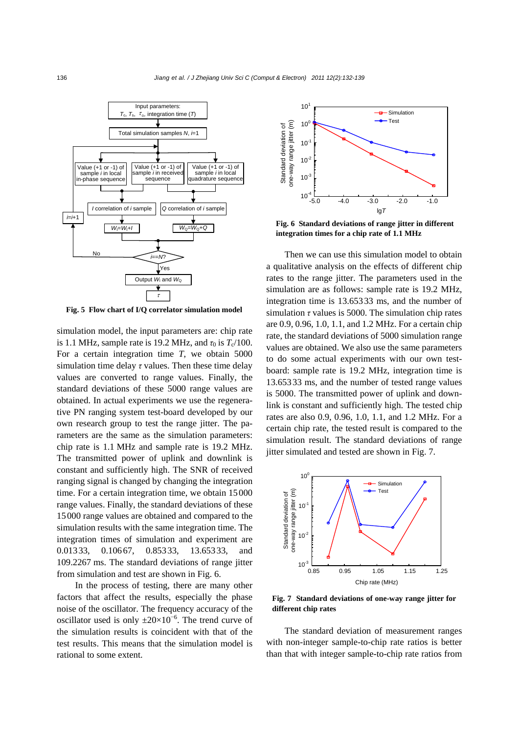Fig. 5 Flow chart of I/Q correlator simulation model

simulation model, the input parameters are: chip rate is 1.1 MHz, sample rate is 19.2 MHz, and $\tau_0$ is $T_c/100$. For a certain integration time $T$, we obtain 5000 simulation time delay $\tau$ values. Then these time delay values are converted to range values. Finally, the standard deviations of these 5000 range values are obtained. In actual experiments we use the regenerative PN ranging system test-board developed by our own research group to test the range jitter. The parameters are the same as the simulation parameters: chip rate is 1.1 MHz and sample rate is 19.2 MHz. The transmitted power of uplink and downlink is constant and sufficiently high. The SNR of received ranging signal is changed by changing the integration time. For a certain integration time, we obtain 15 000 range values. Finally, the standard deviations of these 15 000 range values are obtained and compared to the simulation results with the same integration time. The integration times of simulation and experiment are 0.013 33, 0.106 67, 0.853 33, 13.653 33, and 109.2267 ms. The standard deviations of range jitter from simulation and test are shown in Fig. 6.

In the process of testing, there are many other factors that affect the results, especially the phase noise of the oscillator. The frequency accuracy of the oscillator used is only $\pm 20\times10^{-6}$. The trend curve of the simulation results is coincident with that of the test results. This means that the simulation model is rational to some extent.

Fig. 6 Standard deviations of range jitter in different integration times for a chip rate of 1.1 MHz

Then we can use this simulation model to obtain a qualitative analysis on the effects of different chip rates to the range jitter. The parameters used in the simulation are as follows: sample rate is 19.2 MHz, integration time is 13.653 33 ms, and the number of simulation $\tau$ values is 5000. The simulation chip rates are 0.9, 0.96, 1.0, 1.1, and 1.2 MHz. For a certain chip rate, the standard deviations of 5000 simulation range values are obtained. We also use the same parameters to do some actual experiments with our own test-board: sample rate is 19.2 MHz, integration time is 13.653 33 ms, and the number of tested range values is 5000. The transmitted power of uplink and downlink is constant and sufficiently high. The tested chip rates are also 0.9, 0.96, 1.0, 1.1, and 1.2 MHz. For a certain chip rate, the tested result is compared to the simulation result. The standard deviations of range jitter simulated and tested are shown in Fig. 7.

Fig. 7 Standard deviations of one-way range jitter for different chip rates

The standard deviation of measurement ranges with non-integer sample-to-chip rate ratios is better than that with integer sample-to-chip rate ratios from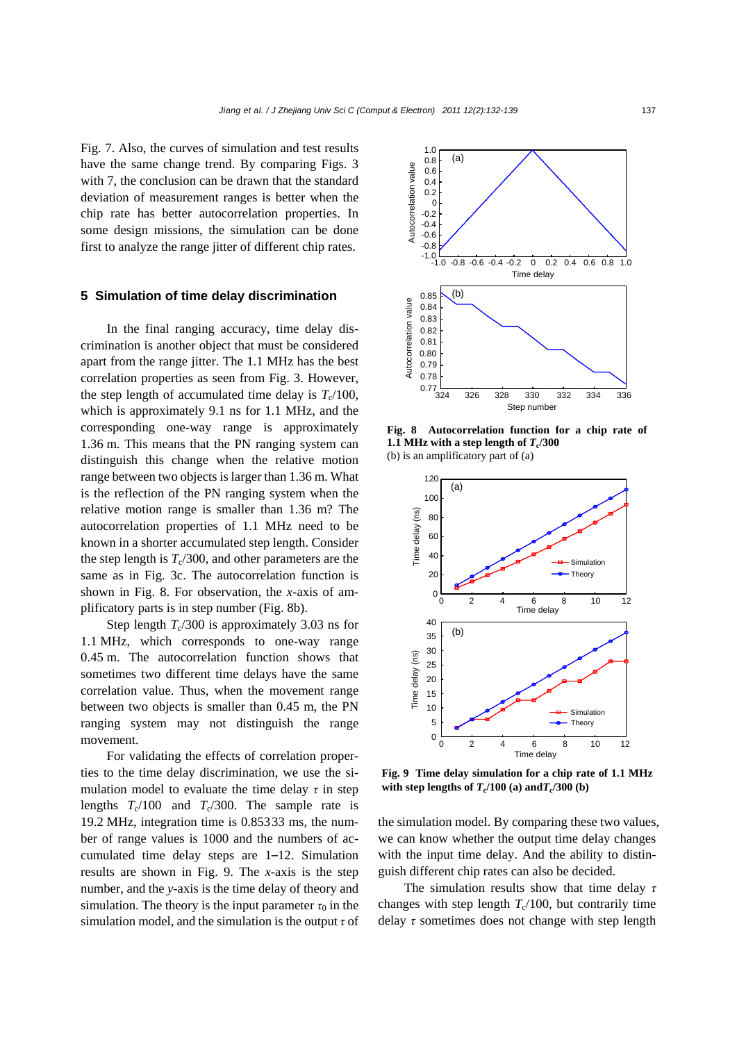Fig. 7. Also, the curves of simulation and test results have the same change trend. By comparing Figs. 3 with 7, the conclusion can be drawn that the standard deviation of measurement ranges is better when the chip rate has better autocorrelation properties. In some design missions, the simulation can be done first to analyze the range jitter of different chip rates.

## 5 Simulation of time delay discrimination

In the final ranging accuracy, time delay discrimination is another object that must be considered apart from the range jitter. The 1.1 MHz has the best correlation properties as seen from Fig. 3. However, the step length of accumulated time delay is $T_c/100$, which is approximately 9.1 ns for 1.1 MHz, and the corresponding one-way range is approximately 1.36 m. This means that the PN ranging system can distinguish this change when the relative motion range between two objects is larger than 1.36 m. What is the reflection of the PN ranging system when the relative motion range is smaller than 1.36 m? The autocorrelation properties of 1.1 MHz need to be known in a shorter accumulated step length. Consider the step length is $T_c/300$, and other parameters are the same as in Fig. 3c. The autocorrelation function is shown in Fig. 8. For observation, the *x*-axis of amplificatory parts is in step number (Fig. 8b).

Step length $T_c/300$ is approximately 3.03 ns for 1.1 MHz, which corresponds to one-way range 0.45 m. The autocorrelation function shows that sometimes two different time delays have the same correlation value. Thus, when the movement range between two objects is smaller than 0.45 m, the PN ranging system may not distinguish the range movement.

For validating the effects of correlation properties to the time delay discrimination, we use the simulation model to evaluate the time delay $\tau$ in step lengths $T_c/100$ and $T_c/300$. The sample rate is 19.2 MHz, integration time is 0.85333 ms, the number of range values is 1000 and the numbers of accumulated time delay steps are 1–12. Simulation results are shown in Fig. 9. The *x*-axis is the step number, and the *y*-axis is the time delay of theory and simulation. The theory is the input parameter $\tau_0$ in the simulation model, and the simulation is the output $\tau$ of the simulation model. By comparing these two values, we can know whether the output time delay changes with the input time delay. And the ability to distinguish different chip rates can also be decided.

**Fig. 8 Autocorrelation function for a chip rate of 1.1 MHz with a step length of $T_c/300$**
(b) is an amplificatory part of (a)

**Fig. 9 Time delay simulation for a chip rate of 1.1 MHz with step lengths of $T_c/100$ (a) and $T_c/300$ (b)**

The simulation results show that time delay $\tau$ changes with step length $T_c/100$, but contrarily time delay $\tau$ sometimes does not change with step length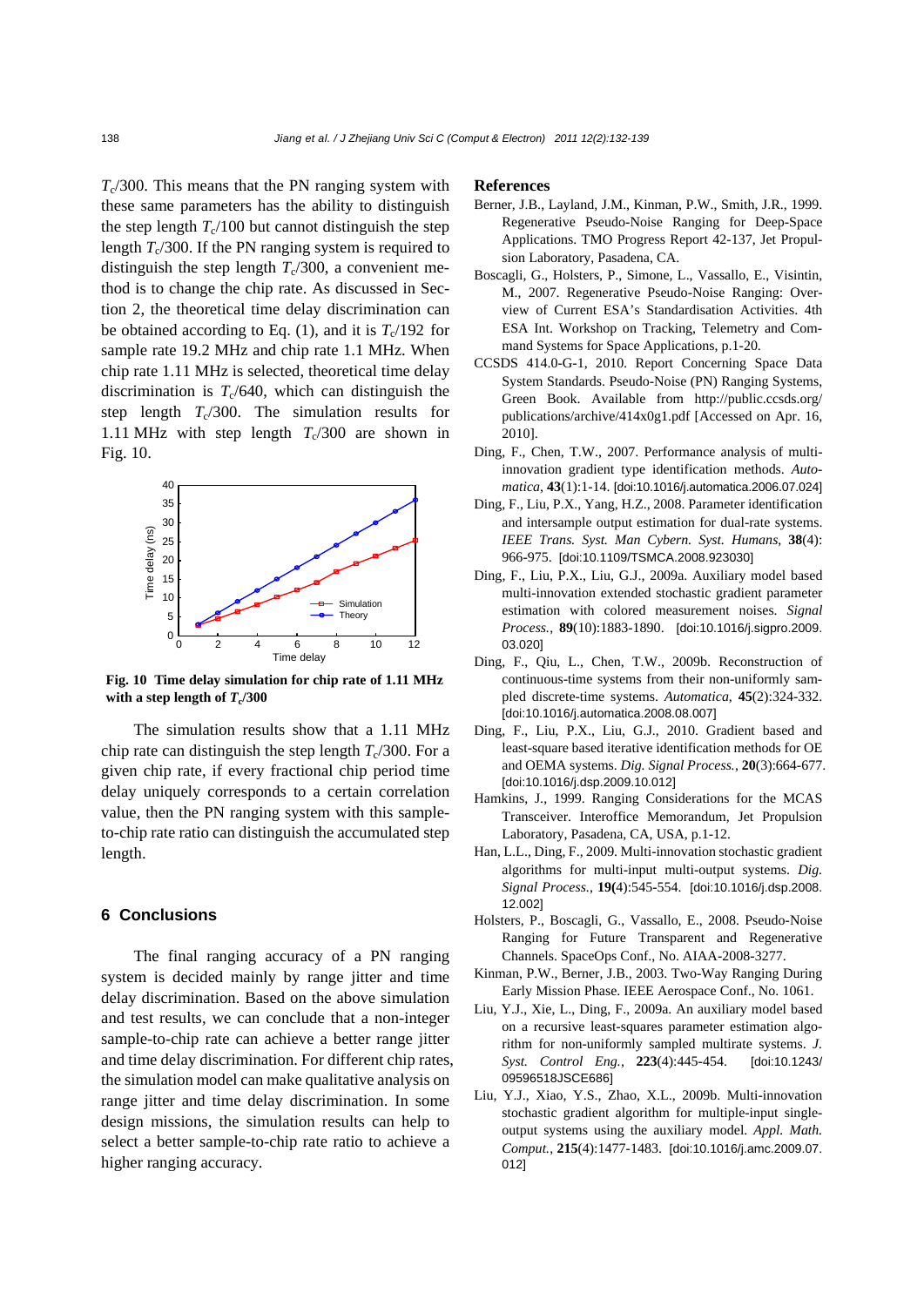$T_c/300$. This means that the PN ranging system with these same parameters has the ability to distinguish the step length $T_c/100$ but cannot distinguish the step length $T_c/300$. If the PN ranging system is required to distinguish the step length $T_c/300$, a convenient method is to change the chip rate. As discussed in Section 2, the theoretical time delay discrimination can be obtained according to Eq. (1), and it is $T_c/192$ for sample rate 19.2 MHz and chip rate 1.1 MHz. When chip rate 1.11 MHz is selected, theoretical time delay discrimination is $T_c/640$, which can distinguish the step length $T_c/300$. The simulation results for 1.11 MHz with step length $T_c/300$ are shown in Fig. 10.

**Fig. 10 Time delay simulation for chip rate of 1.11 MHz with a step length of $T_c/300$**

The simulation results show that a 1.11 MHz chip rate can distinguish the step length $T_c/300$. For a given chip rate, if every fractional chip period time delay uniquely corresponds to a certain correlation value, then the PN ranging system with this sample-to-chip rate ratio can distinguish the accumulated step length.

## 6 Conclusions

The final ranging accuracy of a PN ranging system is decided mainly by range jitter and time delay discrimination. Based on the above simulation and test results, we can conclude that a non-integer sample-to-chip rate can achieve a better range jitter and time delay discrimination. For different chip rates, the simulation model can make qualitative analysis on range jitter and time delay discrimination. In some design missions, the simulation results can help to select a better sample-to-chip rate ratio to achieve a higher ranging accuracy.

## References

Berner, J.B., Layland, J.M., Kinman, P.W., Smith, J.R., 1999. Regenerative Pseudo-Noise Ranging for Deep-Space Applications. TMO Progress Report 42-137, Jet Propulsion Laboratory, Pasadena, CA.

Boscagli, G., Holsters, P., Simone, L., Vassallo, E., Visintin, M., 2007. Regenerative Pseudo-Noise Ranging: Overview of Current ESA's Standardisation Activities. 4th ESA Int. Workshop on Tracking, Telemetry and Command Systems for Space Applications, p.1-20.

CCSDS 414.0-G-1, 2010. Report Concerning Space Data System Standards. Pseudo-Noise (PN) Ranging Systems, Green Book. Available from http://public.ccsds.org/publications/archive/414x0g1.pdf [Accessed on Apr. 16, 2010].

Ding, F., Chen, T.W., 2007. Performance analysis of multi-innovation gradient type identification methods. *Automatica*, **43**(1):1-14. [doi:10.1016/j.automatica.2006.07.024]

Ding, F., Liu, P.X., Yang, H.Z., 2008. Parameter identification and intersample output estimation for dual-rate systems. *IEEE Trans. Syst. Man Cybern. Syst. Humans*, **38**(4):966-975. [doi:10.1109/TSMCA.2008.923030]

Ding, F., Liu, P.X., Liu, G.J., 2009a. Auxiliary model based multi-innovation extended stochastic gradient parameter estimation with colored measurement noises. *Signal Process.*, **89**(10):1883-1890. [doi:10.1016/j.sigpro.2009.03.020]

Ding, F., Qiu, L., Chen, T.W., 2009b. Reconstruction of continuous-time systems from their non-uniformly sampled discrete-time systems. *Automatica*, **45**(2):324-332. [doi:10.1016/j.automatica.2008.08.007]

Ding, F., Liu, P.X., Liu, G.J., 2010. Gradient based and least-square based iterative identification methods for OE and OEMA systems. *Dig. Signal Process.*, **20**(3):664-677. [doi:10.1016/j.dsp.2009.10.012]

Hamkins, J., 1999. Ranging Considerations for the MCAS Transceiver. Interoffice Memorandum, Jet Propulsion Laboratory, Pasadena, CA, USA, p.1-12.

Han, L.L., Ding, F., 2009. Multi-innovation stochastic gradient algorithms for multi-input multi-output systems. *Dig. Signal Process.*, **19**(4):545-554. [doi:10.1016/j.dsp.2008.12.002]

Holsters, P., Boscagli, G., Vassallo, E., 2008. Pseudo-Noise Ranging for Future Transparent and Regenerative Channels. SpaceOps Conf., No. AIAA-2008-3277.

Kinman, P.W., Berner, J.B., 2003. Two-Way Ranging During Early Mission Phase. IEEE Aerospace Conf., No. 1061.

Liu, Y.J., Xie, L., Ding, F., 2009a. An auxiliary model based on a recursive least-squares parameter estimation algorithm for non-uniformly sampled multirate systems. *J. Syst. Control Eng.*, **223**(4):445-454. [doi:10.1243/09596518JSCE686]

Liu, Y.J., Xiao, Y.S., Zhao, X.L., 2009b. Multi-innovation stochastic gradient algorithm for multiple-input single-output systems using the auxiliary model. *Appl. Math. Comput.*, **215**(4):1477-1483. [doi:10.1016/j.amc.2009.07.012]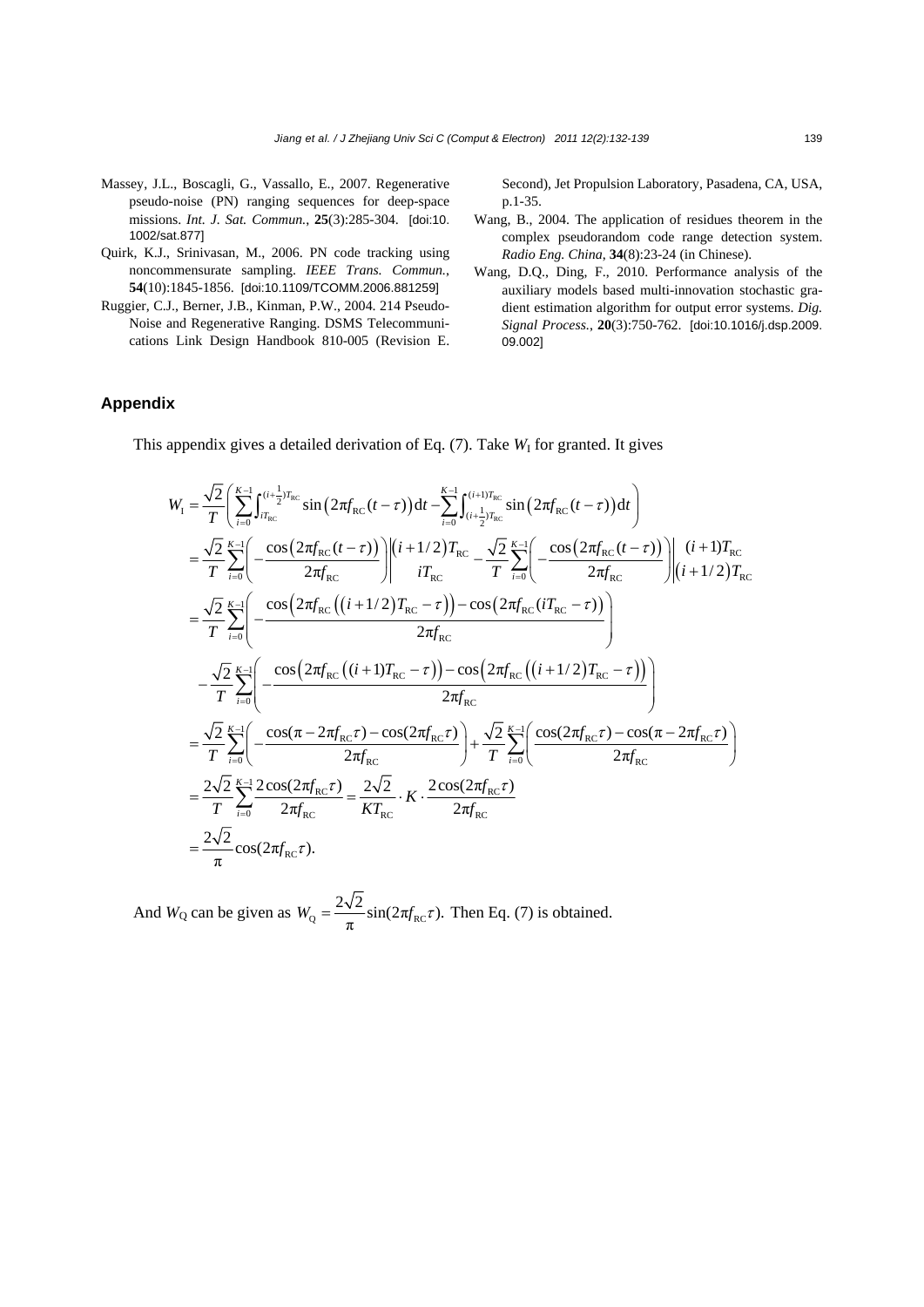Massey, J.L., Boscagli, G., Vassallo, E., 2007. Regenerative pseudo-noise (PN) ranging sequences for deep-space missions. *Int. J. Sat. Commun.*, **25**(3):285-304. [doi:10.1002/sat.877]

Quirk, K.J., Srinivasan, M., 2006. PN code tracking using noncommensurate sampling. *IEEE Trans. Commun.*, **54**(10):1845-1856. [doi:10.1109/TCOMM.2006.881259]

Ruggier, C.J., Berner, J.B., Kinman, P.W., 2004. 214 Pseudo-Noise and Regenerative Ranging. DSMS Telecommunications Link Design Handbook 810-005 (Revision E. Second), Jet Propulsion Laboratory, Pasadena, CA, USA, p.1-35.

Wang, B., 2004. The application of residues theorem in the complex pseudorandom code range detection system. *Radio Eng. China*, **34**(8):23-24 (in Chinese).

Wang, D.Q., Ding, F., 2010. Performance analysis of the auxiliary models based multi-innovation stochastic gradient estimation algorithm for output error systems. *Dig. Signal Process.*, **20**(3):750-762. [doi:10.1016/j.dsp.2009.09.002]

## Appendix

This appendix gives a detailed derivation of Eq. (7). Take $W_{\text{I}}$ for granted. It gives

$$
\begin{aligned}
W_{\text{I}} &= \frac{\sqrt{2}}{T}\left(\sum_{i=0}^{K-1}\int_{iT_{\text{RC}}}^{\left(i+\frac{1}{2}\right)T_{\text{RC}}}\sin\left(2\pi f_{\text{RC}}(t-\tau)\right)\mathrm{d}t-\sum_{i=0}^{K-1}\int_{\left(i+\frac{1}{2}\right)T_{\text{RC}}}^{(i+1)T_{\text{RC}}}\sin\left(2\pi f_{\text{RC}}(t-\tau)\right)\mathrm{d}t\right)\\
&= \frac{\sqrt{2}}{T}\sum_{i=0}^{K-1}\left(-\frac{\cos\left(2\pi f_{\text{RC}}(t-\tau)\right)}{2\pi f_{\text{RC}}}\right)\Bigg|_{iT_{\text{RC}}}^{\left(i+1/2\right)T_{\text{RC}}}-\frac{\sqrt{2}}{T}\sum_{i=0}^{K-1}\left(-\frac{\cos\left(2\pi f_{\text{RC}}(t-\tau)\right)}{2\pi f_{\text{RC}}}\right)\Bigg|_{\left(i+1/2\right)T_{\text{RC}}}^{(i+1)T_{\text{RC}}}\\
&= \frac{\sqrt{2}}{T}\sum_{i=0}^{K-1}\left(-\frac{\cos\left(2\pi f_{\text{RC}}\left(\left(i+1/2\right)T_{\text{RC}}-\tau\right)\right)-\cos\left(2\pi f_{\text{RC}}(iT_{\text{RC}}-\tau)\right)}{2\pi f_{\text{RC}}}\right)\\
&\quad -\frac{\sqrt{2}}{T}\sum_{i=0}^{K-1}\left(-\frac{\cos\left(2\pi f_{\text{RC}}\left((i+1)T_{\text{RC}}-\tau\right)\right)-\cos\left(2\pi f_{\text{RC}}\left(\left(i+1/2\right)T_{\text{RC}}-\tau\right)\right)}{2\pi f_{\text{RC}}}\right)\\
&= \frac{\sqrt{2}}{T}\sum_{i=0}^{K-1}\left(-\frac{\cos(\pi-2\pi f_{\text{RC}}\tau)-\cos(2\pi f_{\text{RC}}\tau)}{2\pi f_{\text{RC}}}\right)+\frac{\sqrt{2}}{T}\sum_{i=0}^{K-1}\left(\frac{\cos(2\pi f_{\text{RC}}\tau)-\cos(\pi-2\pi f_{\text{RC}}\tau)}{2\pi f_{\text{RC}}}\right)\\
&= \frac{2\sqrt{2}}{T}\sum_{i=0}^{K-1}\frac{2\cos(2\pi f_{\text{RC}}\tau)}{2\pi f_{\text{RC}}}=\frac{2\sqrt{2}}{KT_{\text{RC}}}\cdot K\cdot\frac{2\cos(2\pi f_{\text{RC}}\tau)}{2\pi f_{\text{RC}}}\\
&= \frac{2\sqrt{2}}{\pi}\cos(2\pi f_{\text{RC}}\tau).
\end{aligned}
$$

And $W_{\text{Q}}$ can be given as $W_{\text{Q}}=\frac{2\sqrt{2}}{\pi}\sin(2\pi f_{\text{RC}}\tau)$. Then Eq. (7) is obtained.